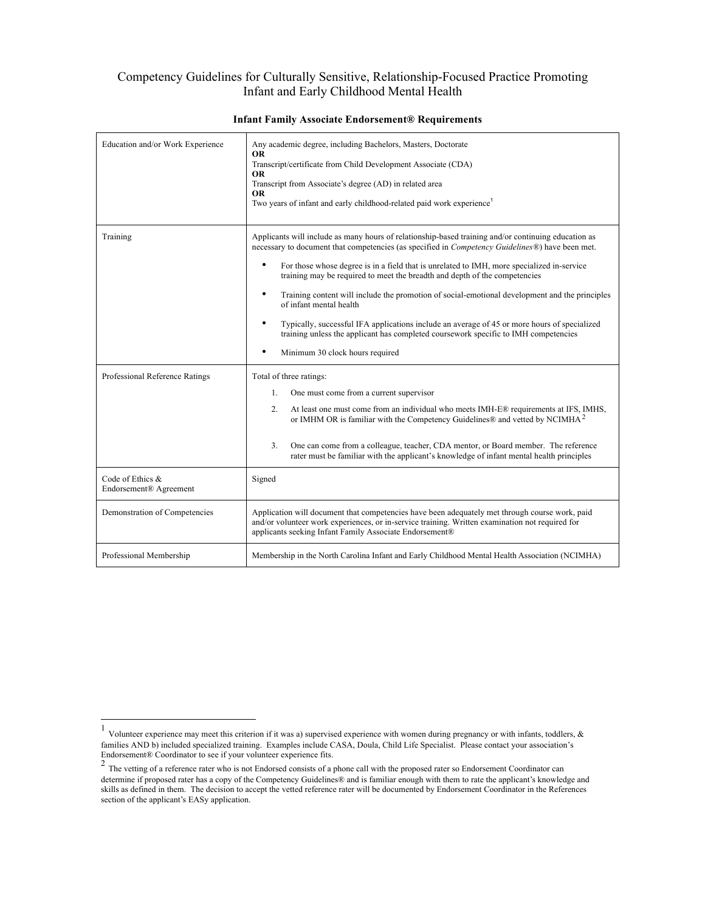# Competency Guidelines for Culturally Sensitive, Relationship-Focused Practice Promoting Infant and Early Childhood Mental Health

## Infant Family Associate Endorsement® Requirements

| | |
|---|---|
| Education and/or Work Experience | Any academic degree, including Bachelors, Masters, Doctorate<br>**OR**<br>Transcript/certificate from Child Development Associate (CDA)<br>**OR**<br>Transcript from Associate's degree (AD) in related area<br>**OR**<br>Two years of infant and early childhood-related paid work experience[1] |
| Training | Applicants will include as many hours of relationship-based training and/or continuing education as necessary to document that competencies (as specified in *Competency Guidelines®*) have been met.<br>• For those whose degree is in a field that is unrelated to IMH, more specialized in-service training may be required to meet the breadth and depth of the competencies<br>• Training content will include the promotion of social-emotional development and the principles of infant mental health<br>• Typically, successful IFA applications include an average of 45 or more hours of specialized training unless the applicant has completed coursework specific to IMH competencies<br>• Minimum 30 clock hours required |
| Professional Reference Ratings | Total of three ratings:<br>1. One must come from a current supervisor<br>2. At least one must come from an individual who meets IMH-E® requirements at IFS, IMHS, or IMHM OR is familiar with the Competency Guidelines® and vetted by NCIMHA[2]<br>3. One can come from a colleague, teacher, CDA mentor, or Board member. The reference rater must be familiar with the applicant's knowledge of infant mental health principles |
| Code of Ethics & Endorsement® Agreement | Signed |
| Demonstration of Competencies | Application will document that competencies have been adequately met through course work, paid and/or volunteer work experiences, or in-service training. Written examination not required for applicants seeking Infant Family Associate Endorsement® |
| Professional Membership | Membership in the North Carolina Infant and Early Childhood Mental Health Association (NCIMHA) |

---

[1] Volunteer experience may meet this criterion if it was a) supervised experience with women during pregnancy or with infants, toddlers, & families AND b) included specialized training. Examples include CASA, Doula, Child Life Specialist. Please contact your association's Endorsement® Coordinator to see if your volunteer experience fits.

[2] The vetting of a reference rater who is not Endorsed consists of a phone call with the proposed rater so Endorsement Coordinator can determine if proposed rater has a copy of the Competency Guidelines® and is familiar enough with them to rate the applicant's knowledge and skills as defined in them. The decision to accept the vetted reference rater will be documented by Endorsement Coordinator in the References section of the applicant's EASy application.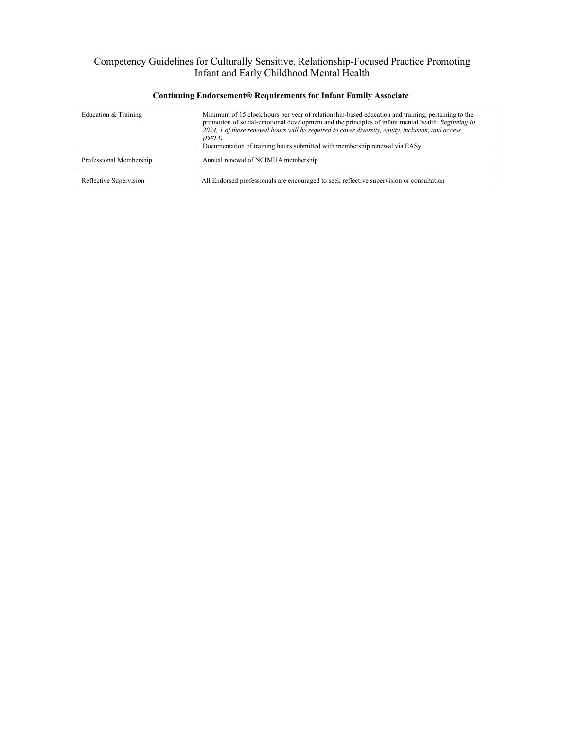# Competency Guidelines for Culturally Sensitive, Relationship-Focused Practice Promoting Infant and Early Childhood Mental Health

**Continuing Endorsement® Requirements for Infant Family Associate**

| | |
|---|---|
| Education & Training | Minimum of 15 clock hours per year of relationship-based education and training, pertaining to the promotion of social-emotional development and the principles of infant mental health. *Beginning in 2024, 1 of these renewal hours will be required to cover diversity, equity, inclusion, and access (DEIA).*<br>Documentation of training hours submitted with membership renewal via EASy. |
| Professional Membership | Annual renewal of NCIMHA membership |
| Reflective Supervision | All Endorsed professionals are encouraged to seek reflective supervision or consultation |